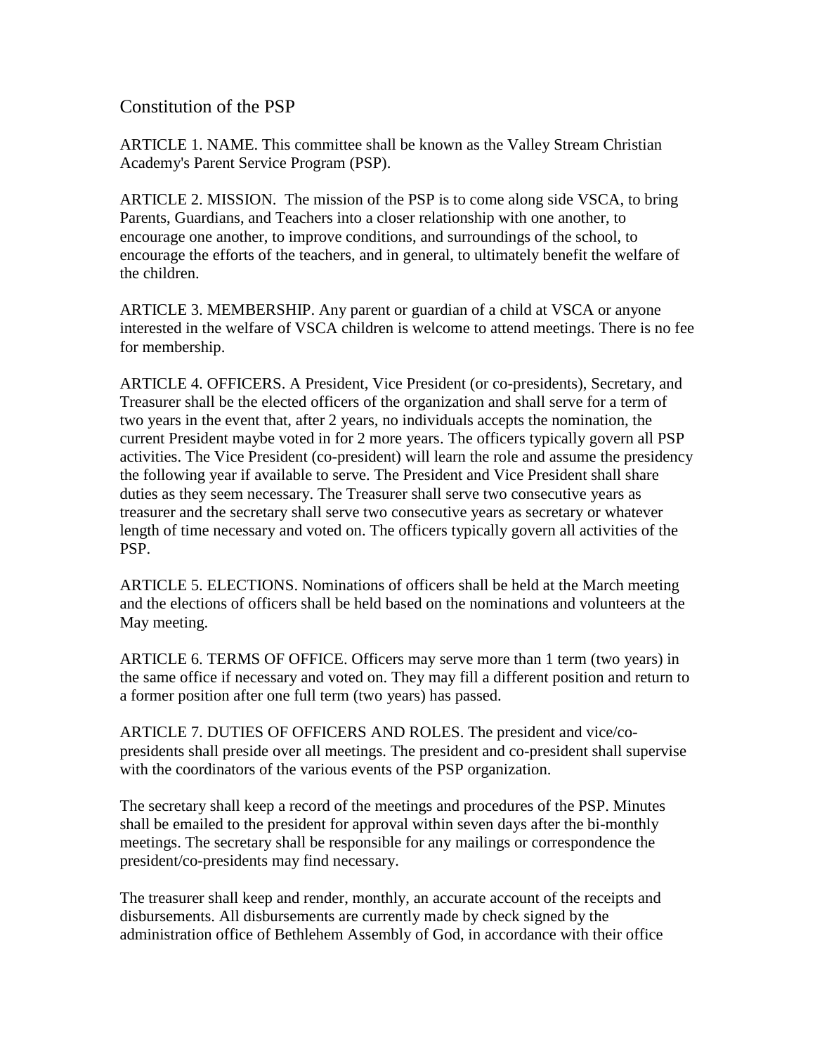# Constitution of the PSP

ARTICLE 1. NAME. This committee shall be known as the Valley Stream Christian Academy's Parent Service Program (PSP).

ARTICLE 2. MISSION. The mission of the PSP is to come along side VSCA, to bring Parents, Guardians, and Teachers into a closer relationship with one another, to encourage one another, to improve conditions, and surroundings of the school, to encourage the efforts of the teachers, and in general, to ultimately benefit the welfare of the children.

ARTICLE 3. MEMBERSHIP. Any parent or guardian of a child at VSCA or anyone interested in the welfare of VSCA children is welcome to attend meetings. There is no fee for membership.

ARTICLE 4. OFFICERS. A President, Vice President (or co-presidents), Secretary, and Treasurer shall be the elected officers of the organization and shall serve for a term of two years in the event that, after 2 years, no individuals accepts the nomination, the current President maybe voted in for 2 more years. The officers typically govern all PSP activities. The Vice President (co-president) will learn the role and assume the presidency the following year if available to serve. The President and Vice President shall share duties as they seem necessary. The Treasurer shall serve two consecutive years as treasurer and the secretary shall serve two consecutive years as secretary or whatever length of time necessary and voted on. The officers typically govern all activities of the PSP.

ARTICLE 5. ELECTIONS. Nominations of officers shall be held at the March meeting and the elections of officers shall be held based on the nominations and volunteers at the May meeting.

ARTICLE 6. TERMS OF OFFICE. Officers may serve more than 1 term (two years) in the same office if necessary and voted on. They may fill a different position and return to a former position after one full term (two years) has passed.

ARTICLE 7. DUTIES OF OFFICERS AND ROLES. The president and vice/co-presidents shall preside over all meetings. The president and co-president shall supervise with the coordinators of the various events of the PSP organization.

The secretary shall keep a record of the meetings and procedures of the PSP. Minutes shall be emailed to the president for approval within seven days after the bi-monthly meetings. The secretary shall be responsible for any mailings or correspondence the president/co-presidents may find necessary.

The treasurer shall keep and render, monthly, an accurate account of the receipts and disbursements. All disbursements are currently made by check signed by the administration office of Bethlehem Assembly of God, in accordance with their office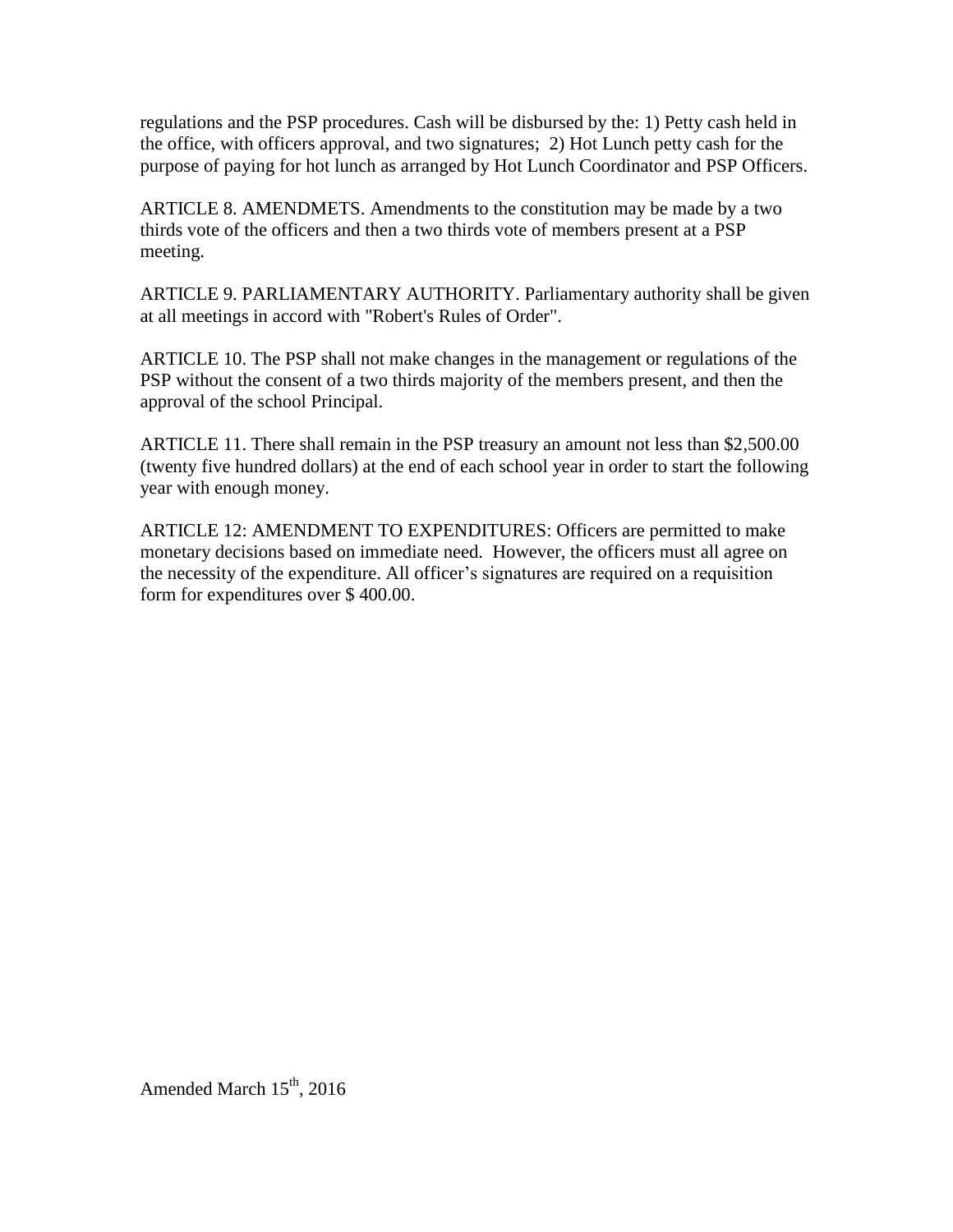regulations and the PSP procedures. Cash will be disbursed by the: 1) Petty cash held in the office, with officers approval, and two signatures; 2) Hot Lunch petty cash for the purpose of paying for hot lunch as arranged by Hot Lunch Coordinator and PSP Officers.

ARTICLE 8. AMENDMETS. Amendments to the constitution may be made by a two thirds vote of the officers and then a two thirds vote of members present at a PSP meeting.

ARTICLE 9. PARLIAMENTARY AUTHORITY. Parliamentary authority shall be given at all meetings in accord with "Robert's Rules of Order".

ARTICLE 10. The PSP shall not make changes in the management or regulations of the PSP without the consent of a two thirds majority of the members present, and then the approval of the school Principal.

ARTICLE 11. There shall remain in the PSP treasury an amount not less than $2,500.00 (twenty five hundred dollars) at the end of each school year in order to start the following year with enough money.

ARTICLE 12: AMENDMENT TO EXPENDITURES: Officers are permitted to make monetary decisions based on immediate need. However, the officers must all agree on the necessity of the expenditure. All officer's signatures are required on a requisition form for expenditures over $ 400.00.

Amended March 15th, 2016